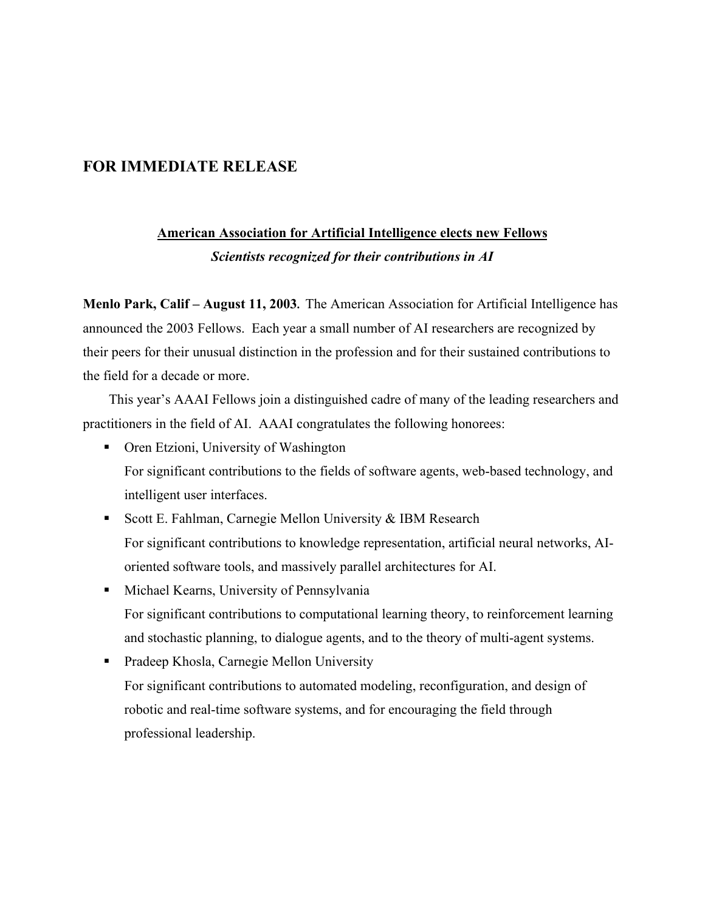## FOR IMMEDIATE RELEASE

**American Association for Artificial Intelligence elects new Fellows**

***Scientists recognized for their contributions in AI***

**Menlo Park, Calif – August 11, 2003.** The American Association for Artificial Intelligence has announced the 2003 Fellows. Each year a small number of AI researchers are recognized by their peers for their unusual distinction in the profession and for their sustained contributions to the field for a decade or more.

This year's AAAI Fellows join a distinguished cadre of many of the leading researchers and practitioners in the field of AI. AAAI congratulates the following honorees:

- Oren Etzioni, University of Washington
  For significant contributions to the fields of software agents, web-based technology, and intelligent user interfaces.
- Scott E. Fahlman, Carnegie Mellon University & IBM Research
  For significant contributions to knowledge representation, artificial neural networks, AI-oriented software tools, and massively parallel architectures for AI.
- Michael Kearns, University of Pennsylvania
  For significant contributions to computational learning theory, to reinforcement learning and stochastic planning, to dialogue agents, and to the theory of multi-agent systems.
- Pradeep Khosla, Carnegie Mellon University
  For significant contributions to automated modeling, reconfiguration, and design of robotic and real-time software systems, and for encouraging the field through professional leadership.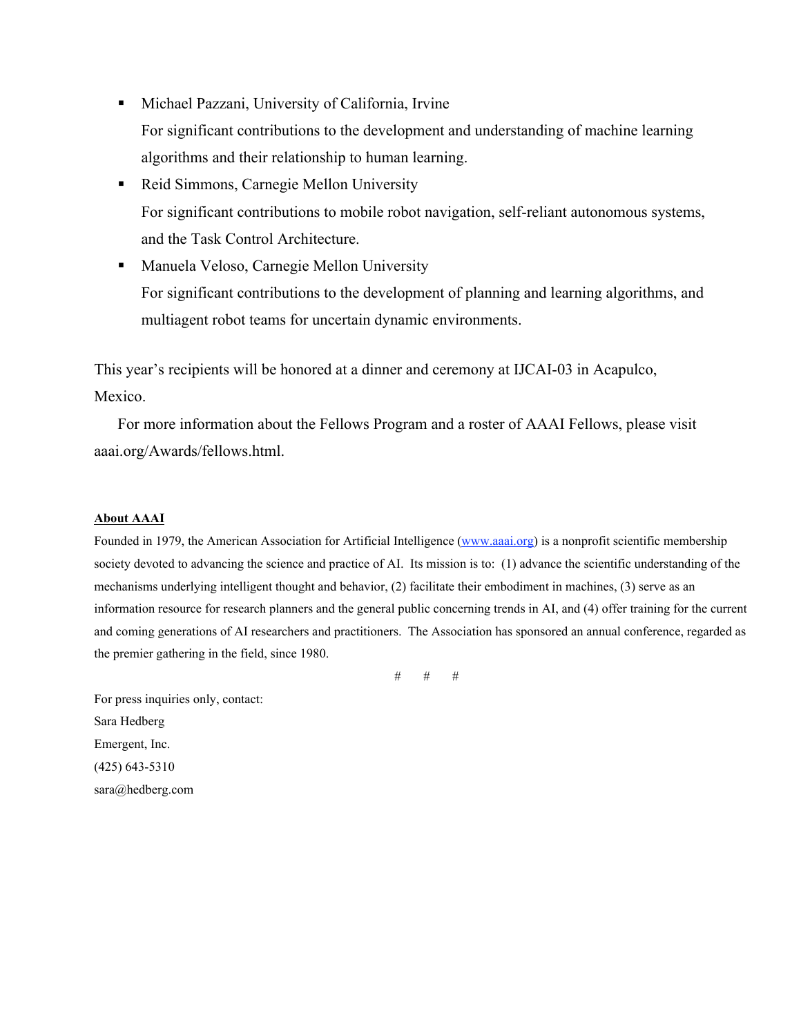- Michael Pazzani, University of California, Irvine
  For significant contributions to the development and understanding of machine learning algorithms and their relationship to human learning.
- Reid Simmons, Carnegie Mellon University
  For significant contributions to mobile robot navigation, self-reliant autonomous systems, and the Task Control Architecture.
- Manuela Veloso, Carnegie Mellon University
  For significant contributions to the development of planning and learning algorithms, and multiagent robot teams for uncertain dynamic environments.

This year's recipients will be honored at a dinner and ceremony at IJCAI-03 in Acapulco, Mexico.

For more information about the Fellows Program and a roster of AAAI Fellows, please visit aaai.org/Awards/fellows.html.

**About AAAI**

Founded in 1979, the American Association for Artificial Intelligence (www.aaai.org) is a nonprofit scientific membership society devoted to advancing the science and practice of AI. Its mission is to: (1) advance the scientific understanding of the mechanisms underlying intelligent thought and behavior, (2) facilitate their embodiment in machines, (3) serve as an information resource for research planners and the general public concerning trends in AI, and (4) offer training for the current and coming generations of AI researchers and practitioners. The Association has sponsored an annual conference, regarded as the premier gathering in the field, since 1980.

# # #

For press inquiries only, contact:
Sara Hedberg
Emergent, Inc.
(425) 643-5310
sara@hedberg.com